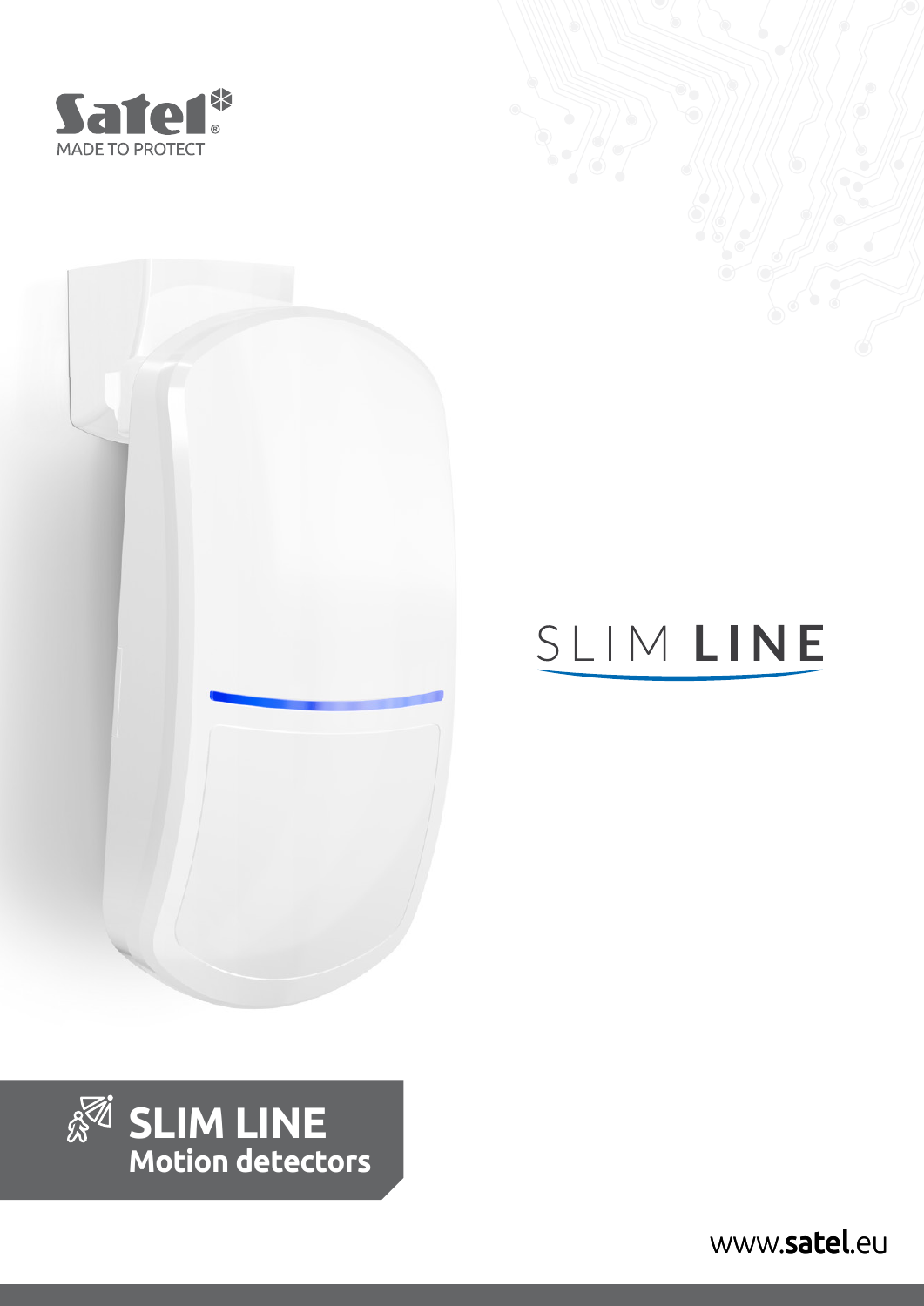Satel

MADE TO PROTECT

SLIM LINE

# SLIM LINE
## Motion detectors

www.satel.eu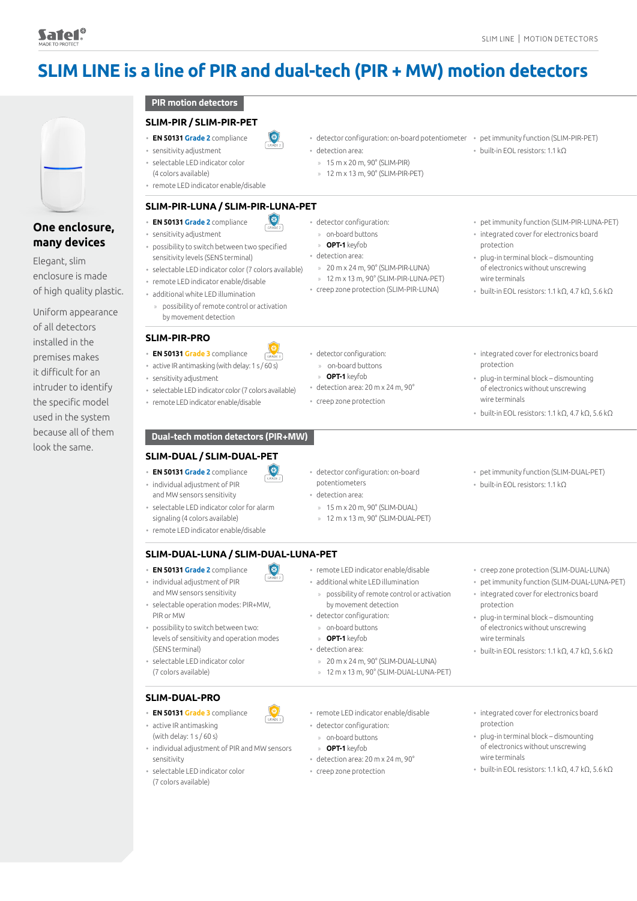# SLIM LINE is a line of PIR and dual-tech (PIR + MW) motion detectors

**One enclosure, many devices**

Elegant, slim enclosure is made of high quality plastic.

Uniform appearance of all detectors installed in the premises makes it difficult for an intruder to identify the specific model used in the system because all of them look the same.

## PIR motion detectors

### SLIM-PIR / SLIM-PIR-PET

- **EN 50131 Grade 2** compliance
- sensitivity adjustment
- selectable LED indicator color (4 colors available)
- remote LED indicator enable/disable
- detector configuration: on-board potentiometer
- detection area:
  - 15 m x 20 m, 90° (SLIM-PIR)
  - 12 m x 13 m, 90° (SLIM-PIR-PET)
- pet immunity function (SLIM-PIR-PET)
- built-in EOL resistors: 1.1 kΩ

### SLIM-PIR-LUNA / SLIM-PIR-LUNA-PET

- **EN 50131 Grade 2** compliance
- sensitivity adjustment
- possibility to switch between two specified sensitivity levels (SENS terminal)
- selectable LED indicator color (7 colors available)
- remote LED indicator enable/disable
- additional white LED illumination
  - possibility of remote control or activation by movement detection
- detector configuration:
  - on-board buttons
  - **OPT-1** keyfob
- detection area:
  - 20 m x 24 m, 90° (SLIM-PIR-LUNA)
  - 12 m x 13 m, 90° (SLIM-PIR-LUNA-PET)
- creep zone protection (SLIM-PIR-LUNA)
- pet immunity function (SLIM-PIR-LUNA-PET)
- integrated cover for electronics board protection
- plug-in terminal block – dismounting of electronics without unscrewing wire terminals
- built-in EOL resistors: 1.1 kΩ, 4.7 kΩ, 5.6 kΩ

### SLIM-PIR-PRO

- **EN 50131 Grade 3** compliance
- active IR antimasking (with delay: 1 s / 60 s)
- sensitivity adjustment
- selectable LED indicator color (7 colors available)
- remote LED indicator enable/disable
- detector configuration:
  - on-board buttons
  - **OPT-1** keyfob
- detection area: 20 m x 24 m, 90°
- creep zone protection
- integrated cover for electronics board protection
- plug-in terminal block – dismounting of electronics without unscrewing wire terminals
- built-in EOL resistors: 1.1 kΩ, 4.7 kΩ, 5.6 kΩ

## Dual-tech motion detectors (PIR+MW)

### SLIM-DUAL / SLIM-DUAL-PET

- **EN 50131 Grade 2** compliance
- individual adjustment of PIR and MW sensors sensitivity
- selectable LED indicator color for alarm signaling (4 colors available)
- remote LED indicator enable/disable
- detector configuration: on-board potentiometers
- detection area:
  - 15 m x 20 m, 90° (SLIM-DUAL)
  - 12 m x 13 m, 90° (SLIM-DUAL-PET)
- pet immunity function (SLIM-DUAL-PET)
- built-in EOL resistors: 1.1 kΩ

### SLIM-DUAL-LUNA / SLIM-DUAL-LUNA-PET

- **EN 50131 Grade 2** compliance
- individual adjustment of PIR and MW sensors sensitivity
- selectable operation modes: PIR+MW, PIR or MW
- possibility to switch between two: levels of sensitivity and operation modes (SENS terminal)
- selectable LED indicator color (7 colors available)
- remote LED indicator enable/disable
- additional white LED illumination
  - possibility of remote control or activation by movement detection
- detector configuration:
  - on-board buttons
  - **OPT-1** keyfob
- detection area:
  - 20 m x 24 m, 90° (SLIM-DUAL-LUNA)
  - 12 m x 13 m, 90° (SLIM-DUAL-LUNA-PET)
- creep zone protection (SLIM-DUAL-LUNA)
- pet immunity function (SLIM-DUAL-LUNA-PET)
- integrated cover for electronics board protection
- plug-in terminal block – dismounting of electronics without unscrewing wire terminals
- built-in EOL resistors: 1.1 kΩ, 4.7 kΩ, 5.6 kΩ

### SLIM-DUAL-PRO

- **EN 50131 Grade 3** compliance
- active IR antimasking (with delay: 1 s / 60 s)
- individual adjustment of PIR and MW sensors sensitivity
- selectable LED indicator color (7 colors available)
- remote LED indicator enable/disable
- detector configuration:
  - on-board buttons
  - **OPT-1** keyfob
- detection area: 20 m x 24 m, 90°
- creep zone protection
- integrated cover for electronics board protection
- plug-in terminal block – dismounting of electronics without unscrewing wire terminals
- built-in EOL resistors: 1.1 kΩ, 4.7 kΩ, 5.6 kΩ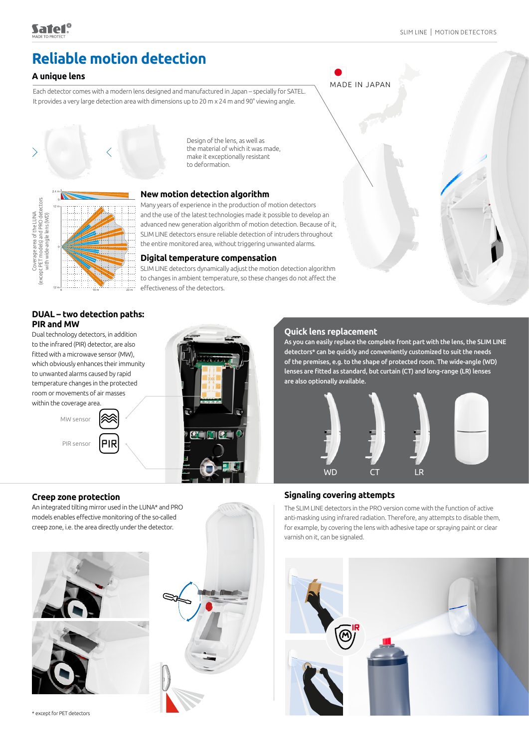# Reliable motion detection

## A unique lens

Each detector comes with a modern lens designed and manufactured in Japan – specially for SATEL. It provides a very large detection area with dimensions up to 20 m x 24 m and 90° viewing angle.

MADE IN JAPAN

Design of the lens, as well as the material of which it was made, make it exceptionally resistant to deformation.

Coverage area of the LUNA (except PET models) and PRO detectors with wide-angle lens (WD)

## New motion detection algorithm

Many years of experience in the production of motion detectors and the use of the latest technologies made it possible to develop an advanced new generation algorithm of motion detection. Because of it, SLIM LINE detectors ensure reliable detection of intruders throughout the entire monitored area, without triggering unwanted alarms.

## Digital temperature compensation

SLIM LINE detectors dynamically adjust the motion detection algorithm to changes in ambient temperature, so these changes do not affect the effectiveness of the detectors.

## DUAL – two detection paths: PIR and MW

Dual technology detectors, in addition to the infrared (PIR) detector, are also fitted with a microwave sensor (MW), which obviously enhances their immunity to unwanted alarms caused by rapid temperature changes in the protected room or movements of air masses within the coverage area.

MW sensor

PIR sensor

## Quick lens replacement

**As you can easily replace the complete front part with the lens, the SLIM LINE detectors* can be quickly and conveniently customized to suit the needs of the premises, e.g. to the shape of protected room. The wide-angle (WD) lenses are fitted as standard, but curtain (CT) and long-range (LR) lenses are also optionally available.**

WD CT LR

## Creep zone protection

An integrated tilting mirror used in the LUNA* and PRO models enables effective monitoring of the so-called creep zone, i.e. the area directly under the detector.

## Signaling covering attempts

The SLIM LINE detectors in the PRO version come with the function of active anti-masking using infrared radiation. Therefore, any attempts to disable them, for example, by covering the lens with adhesive tape or spraying paint or clear varnish on it, can be signaled.

\* except for PET detectors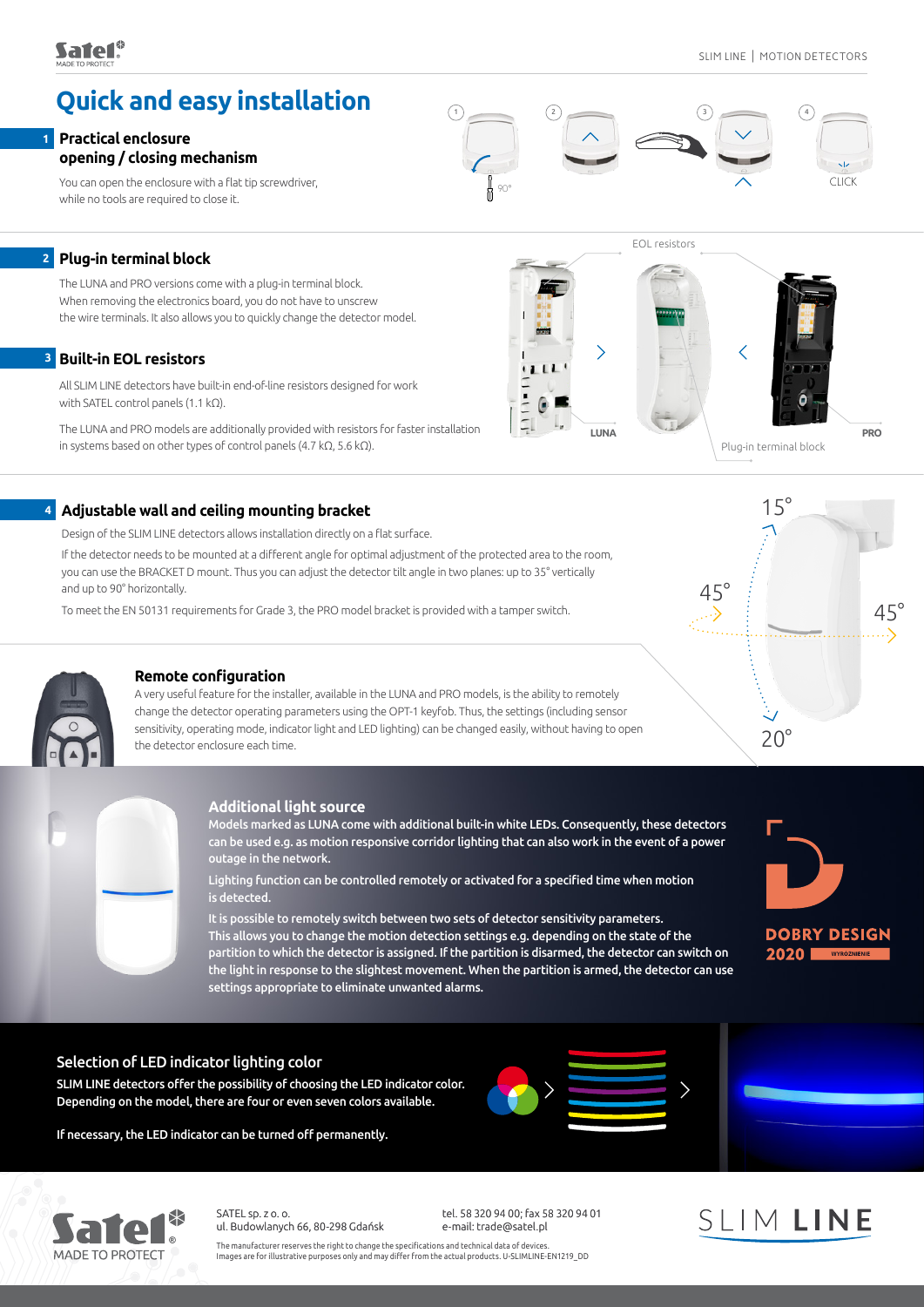# Quick and easy installation

## 1 Practical enclosure opening / closing mechanism

You can open the enclosure with a flat tip screwdriver, while no tools are required to close it.

1 2 3 4

90°

CLICK

## 2 Plug-in terminal block

The LUNA and PRO versions come with a plug-in terminal block. When removing the electronics board, you do not have to unscrew the wire terminals. It also allows you to quickly change the detector model.

## 3 Built-in EOL resistors

All SLIM LINE detectors have built-in end-of-line resistors designed for work with SATEL control panels (1.1 kΩ).

The LUNA and PRO models are additionally provided with resistors for faster installation in systems based on other types of control panels (4.7 kΩ, 5.6 kΩ).

EOL resistors

LUNA

PRO

Plug-in terminal block

## 4 Adjustable wall and ceiling mounting bracket

Design of the SLIM LINE detectors allows installation directly on a flat surface.

If the detector needs to be mounted at a different angle for optimal adjustment of the protected area to the room, you can use the BRACKET D mount. Thus you can adjust the detector tilt angle in two planes: up to 35° vertically and up to 90° horizontally.

To meet the EN 50131 requirements for Grade 3, the PRO model bracket is provided with a tamper switch.

15°

45°

45°

20°

## Remote configuration

A very useful feature for the installer, available in the LUNA and PRO models, is the ability to remotely change the detector operating parameters using the OPT-1 keyfob. Thus, the settings (including sensor sensitivity, operating mode, indicator light and LED lighting) can be changed easily, without having to open the detector enclosure each time.

## Additional light source

**Models marked as LUNA come with additional built-in white LEDs. Consequently, these detectors can be used e.g. as motion responsive corridor lighting that can also work in the event of a power outage in the network.**

**Lighting function can be controlled remotely or activated for a specified time when motion is detected.**

**It is possible to remotely switch between two sets of detector sensitivity parameters. This allows you to change the motion detection settings e.g. depending on the state of the partition to which the detector is assigned. If the partition is disarmed, the detector can switch on the light in response to the slightest movement. When the partition is armed, the detector can use settings appropriate to eliminate unwanted alarms.**

DOBRY DESIGN 2020 WYRÓŻNIENIE

## Selection of LED indicator lighting color

**SLIM LINE detectors offer the possibility of choosing the LED indicator color. Depending on the model, there are four or even seven colors available.**

**If necessary, the LED indicator can be turned off permanently.**

Satel MADE TO PROTECT

SATEL sp. z o. o.
ul. Budowlanych 66, 80-298 Gdańsk

tel. 58 320 94 00; fax 58 320 94 01
e-mail: trade@satel.pl

The manufacturer reserves the right to change the specifications and technical data of devices.
Images are for illustrative purposes only and may differ from the actual products. U-SLIMLINE-EN1219_DD

SLIM LINE